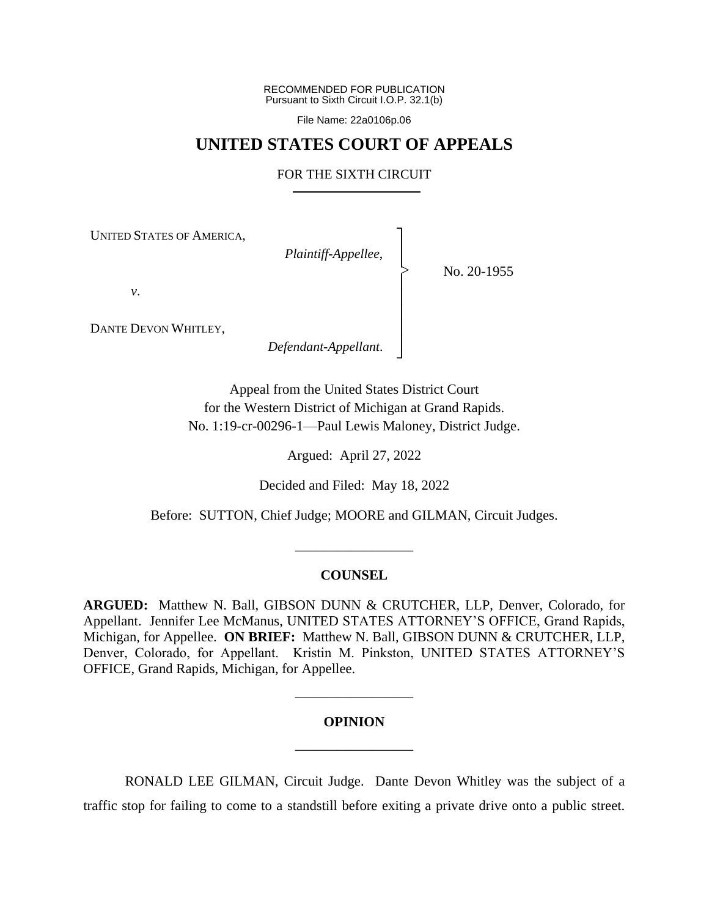RECOMMENDED FOR PUBLICATION
Pursuant to Sixth Circuit I.O.P. 32.1(b)

File Name: 22a0106p.06

# UNITED STATES COURT OF APPEALS

## FOR THE SIXTH CIRCUIT

UNITED STATES OF AMERICA,

*Plaintiff-Appellee*,

*v*.

DANTE DEVON WHITLEY,

*Defendant-Appellant*.

No. 20-1955

Appeal from the United States District Court
for the Western District of Michigan at Grand Rapids.
No. 1:19-cr-00296-1—Paul Lewis Maloney, District Judge.

Argued: April 27, 2022

Decided and Filed: May 18, 2022

Before: SUTTON, Chief Judge; MOORE and GILMAN, Circuit Judges.

---

**COUNSEL**

**ARGUED:** Matthew N. Ball, GIBSON DUNN & CRUTCHER, LLP, Denver, Colorado, for Appellant. Jennifer Lee McManus, UNITED STATES ATTORNEY'S OFFICE, Grand Rapids, Michigan, for Appellee. **ON BRIEF:** Matthew N. Ball, GIBSON DUNN & CRUTCHER, LLP, Denver, Colorado, for Appellant. Kristin M. Pinkston, UNITED STATES ATTORNEY'S OFFICE, Grand Rapids, Michigan, for Appellee.

---

**OPINION**

---

RONALD LEE GILMAN, Circuit Judge. Dante Devon Whitley was the subject of a traffic stop for failing to come to a standstill before exiting a private drive onto a public street.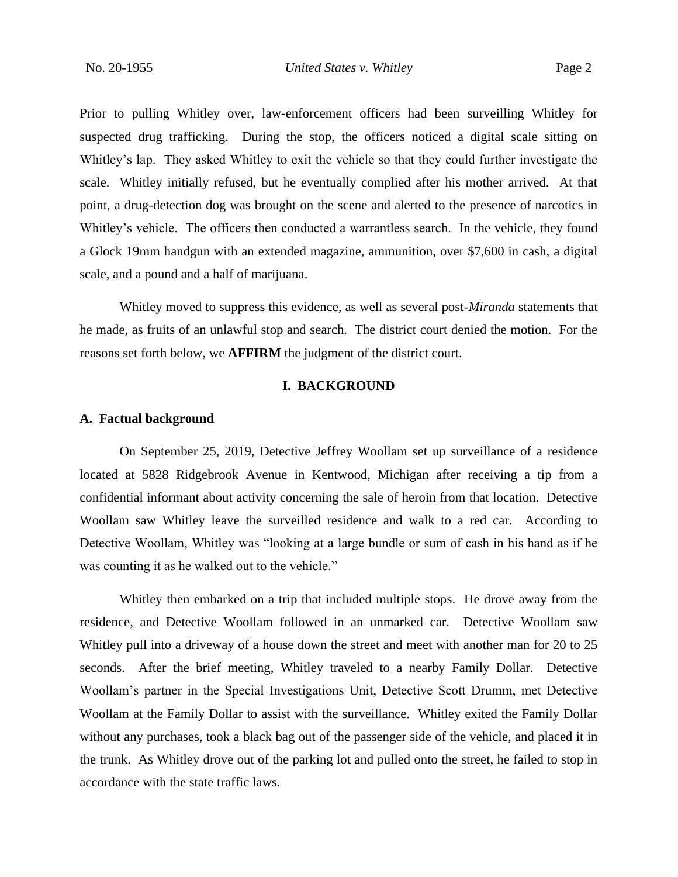Prior to pulling Whitley over, law-enforcement officers had been surveilling Whitley for suspected drug trafficking. During the stop, the officers noticed a digital scale sitting on Whitley's lap. They asked Whitley to exit the vehicle so that they could further investigate the scale. Whitley initially refused, but he eventually complied after his mother arrived. At that point, a drug-detection dog was brought on the scene and alerted to the presence of narcotics in Whitley's vehicle. The officers then conducted a warrantless search. In the vehicle, they found a Glock 19mm handgun with an extended magazine, ammunition, over $7,600 in cash, a digital scale, and a pound and a half of marijuana.

Whitley moved to suppress this evidence, as well as several post-*Miranda* statements that he made, as fruits of an unlawful stop and search. The district court denied the motion. For the reasons set forth below, we **AFFIRM** the judgment of the district court.

## I. BACKGROUND

### A. Factual background

On September 25, 2019, Detective Jeffrey Woollam set up surveillance of a residence located at 5828 Ridgebrook Avenue in Kentwood, Michigan after receiving a tip from a confidential informant about activity concerning the sale of heroin from that location. Detective Woollam saw Whitley leave the surveilled residence and walk to a red car. According to Detective Woollam, Whitley was "looking at a large bundle or sum of cash in his hand as if he was counting it as he walked out to the vehicle."

Whitley then embarked on a trip that included multiple stops. He drove away from the residence, and Detective Woollam followed in an unmarked car. Detective Woollam saw Whitley pull into a driveway of a house down the street and meet with another man for 20 to 25 seconds. After the brief meeting, Whitley traveled to a nearby Family Dollar. Detective Woollam's partner in the Special Investigations Unit, Detective Scott Drumm, met Detective Woollam at the Family Dollar to assist with the surveillance. Whitley exited the Family Dollar without any purchases, took a black bag out of the passenger side of the vehicle, and placed it in the trunk. As Whitley drove out of the parking lot and pulled onto the street, he failed to stop in accordance with the state traffic laws.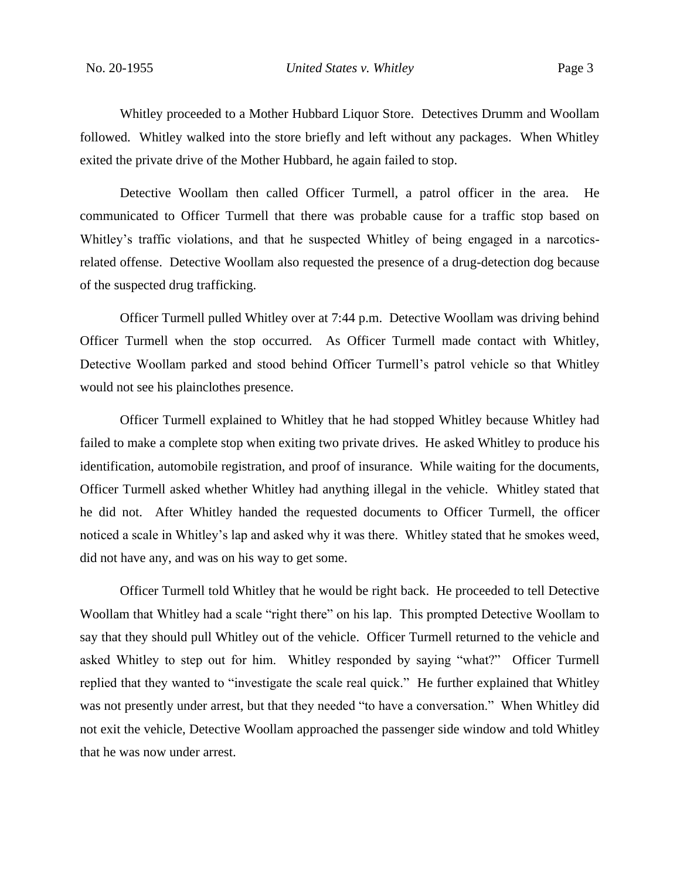Whitley proceeded to a Mother Hubbard Liquor Store. Detectives Drumm and Woollam followed. Whitley walked into the store briefly and left without any packages. When Whitley exited the private drive of the Mother Hubbard, he again failed to stop.

Detective Woollam then called Officer Turmell, a patrol officer in the area. He communicated to Officer Turmell that there was probable cause for a traffic stop based on Whitley's traffic violations, and that he suspected Whitley of being engaged in a narcotics-related offense. Detective Woollam also requested the presence of a drug-detection dog because of the suspected drug trafficking.

Officer Turmell pulled Whitley over at 7:44 p.m. Detective Woollam was driving behind Officer Turmell when the stop occurred. As Officer Turmell made contact with Whitley, Detective Woollam parked and stood behind Officer Turmell's patrol vehicle so that Whitley would not see his plainclothes presence.

Officer Turmell explained to Whitley that he had stopped Whitley because Whitley had failed to make a complete stop when exiting two private drives. He asked Whitley to produce his identification, automobile registration, and proof of insurance. While waiting for the documents, Officer Turmell asked whether Whitley had anything illegal in the vehicle. Whitley stated that he did not. After Whitley handed the requested documents to Officer Turmell, the officer noticed a scale in Whitley's lap and asked why it was there. Whitley stated that he smokes weed, did not have any, and was on his way to get some.

Officer Turmell told Whitley that he would be right back. He proceeded to tell Detective Woollam that Whitley had a scale "right there" on his lap. This prompted Detective Woollam to say that they should pull Whitley out of the vehicle. Officer Turmell returned to the vehicle and asked Whitley to step out for him. Whitley responded by saying "what?" Officer Turmell replied that they wanted to "investigate the scale real quick." He further explained that Whitley was not presently under arrest, but that they needed "to have a conversation." When Whitley did not exit the vehicle, Detective Woollam approached the passenger side window and told Whitley that he was now under arrest.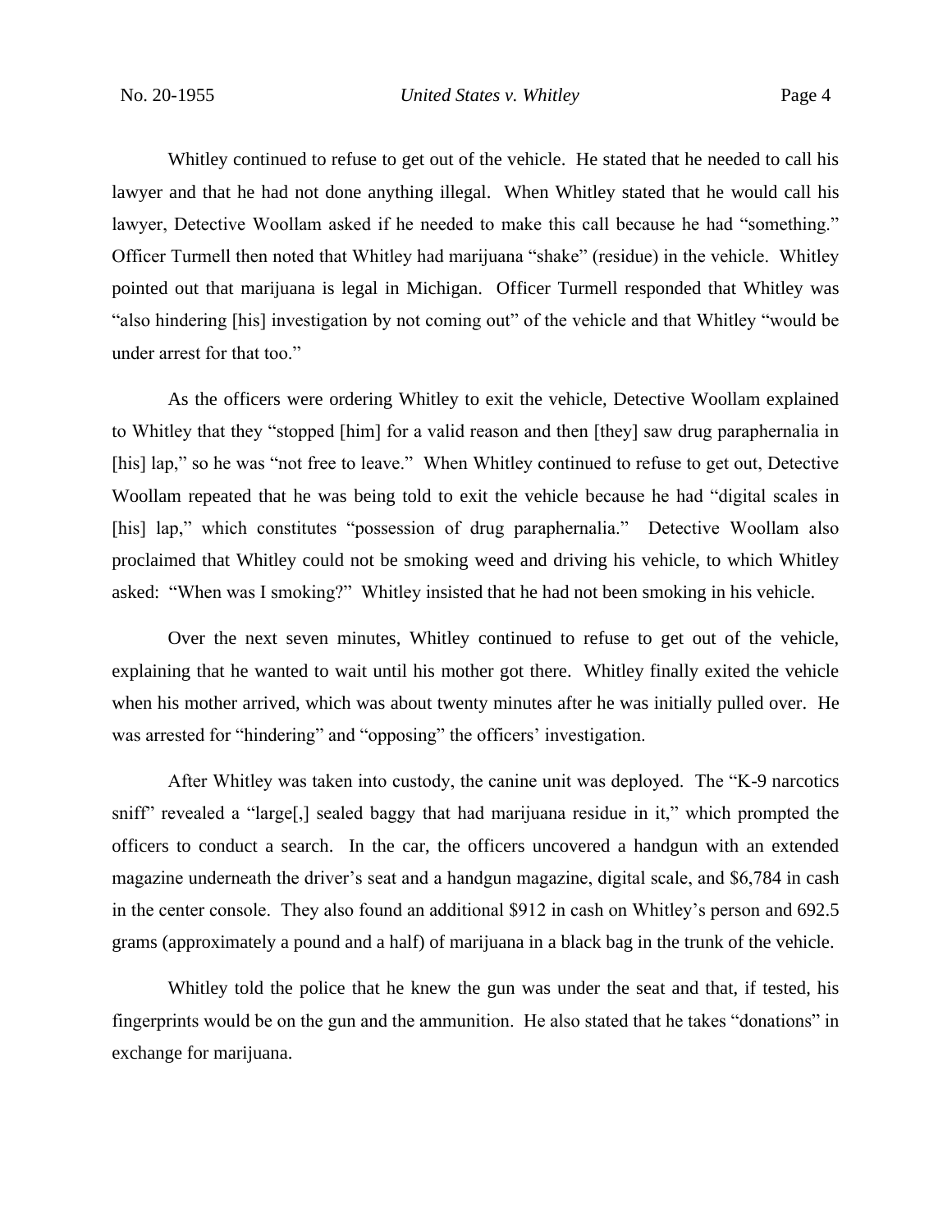Whitley continued to refuse to get out of the vehicle. He stated that he needed to call his lawyer and that he had not done anything illegal. When Whitley stated that he would call his lawyer, Detective Woollam asked if he needed to make this call because he had "something." Officer Turmell then noted that Whitley had marijuana "shake" (residue) in the vehicle. Whitley pointed out that marijuana is legal in Michigan. Officer Turmell responded that Whitley was "also hindering [his] investigation by not coming out" of the vehicle and that Whitley "would be under arrest for that too."

As the officers were ordering Whitley to exit the vehicle, Detective Woollam explained to Whitley that they "stopped [him] for a valid reason and then [they] saw drug paraphernalia in [his] lap," so he was "not free to leave." When Whitley continued to refuse to get out, Detective Woollam repeated that he was being told to exit the vehicle because he had "digital scales in [his] lap," which constitutes "possession of drug paraphernalia." Detective Woollam also proclaimed that Whitley could not be smoking weed and driving his vehicle, to which Whitley asked: "When was I smoking?" Whitley insisted that he had not been smoking in his vehicle.

Over the next seven minutes, Whitley continued to refuse to get out of the vehicle, explaining that he wanted to wait until his mother got there. Whitley finally exited the vehicle when his mother arrived, which was about twenty minutes after he was initially pulled over. He was arrested for "hindering" and "opposing" the officers' investigation.

After Whitley was taken into custody, the canine unit was deployed. The "K-9 narcotics sniff" revealed a "large[,] sealed baggy that had marijuana residue in it," which prompted the officers to conduct a search. In the car, the officers uncovered a handgun with an extended magazine underneath the driver's seat and a handgun magazine, digital scale, and $6,784 in cash in the center console. They also found an additional $912 in cash on Whitley's person and 692.5 grams (approximately a pound and a half) of marijuana in a black bag in the trunk of the vehicle.

Whitley told the police that he knew the gun was under the seat and that, if tested, his fingerprints would be on the gun and the ammunition. He also stated that he takes "donations" in exchange for marijuana.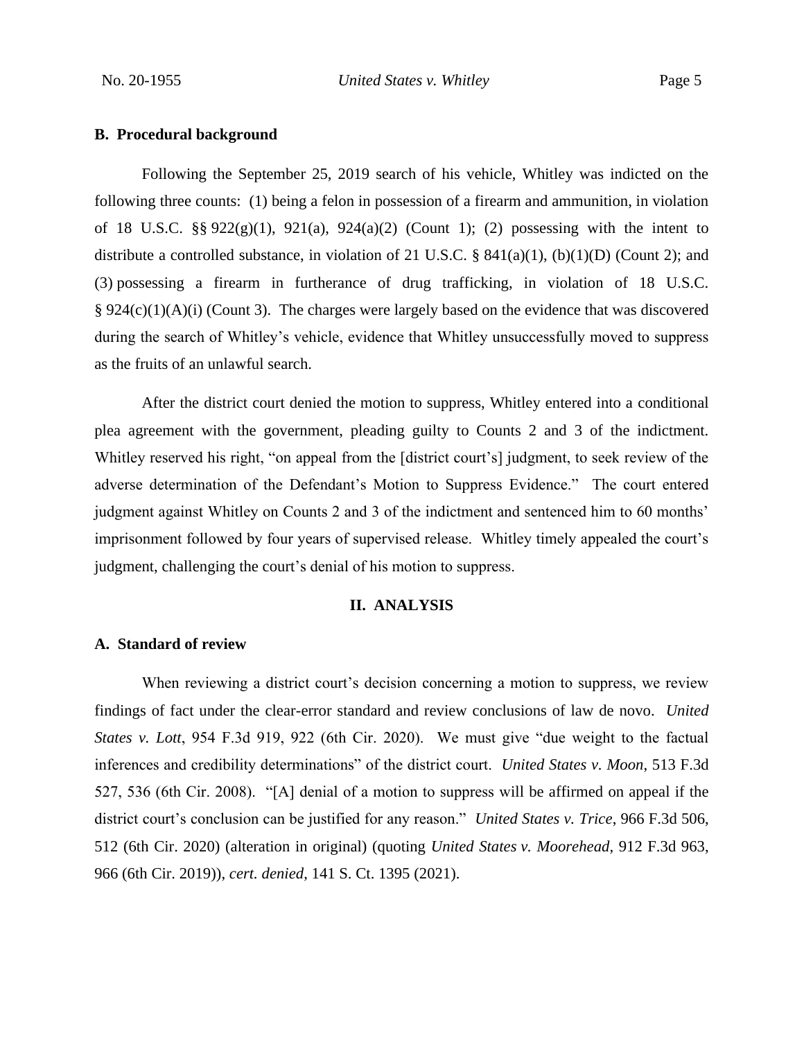### B. Procedural background

Following the September 25, 2019 search of his vehicle, Whitley was indicted on the following three counts: (1) being a felon in possession of a firearm and ammunition, in violation of 18 U.S.C. §§ 922(g)(1), 921(a), 924(a)(2) (Count 1); (2) possessing with the intent to distribute a controlled substance, in violation of 21 U.S.C. § 841(a)(1), (b)(1)(D) (Count 2); and (3) possessing a firearm in furtherance of drug trafficking, in violation of 18 U.S.C. § 924(c)(1)(A)(i) (Count 3). The charges were largely based on the evidence that was discovered during the search of Whitley's vehicle, evidence that Whitley unsuccessfully moved to suppress as the fruits of an unlawful search.

After the district court denied the motion to suppress, Whitley entered into a conditional plea agreement with the government, pleading guilty to Counts 2 and 3 of the indictment. Whitley reserved his right, "on appeal from the [district court's] judgment, to seek review of the adverse determination of the Defendant's Motion to Suppress Evidence." The court entered judgment against Whitley on Counts 2 and 3 of the indictment and sentenced him to 60 months' imprisonment followed by four years of supervised release. Whitley timely appealed the court's judgment, challenging the court's denial of his motion to suppress.

## II. ANALYSIS

### A. Standard of review

When reviewing a district court's decision concerning a motion to suppress, we review findings of fact under the clear-error standard and review conclusions of law de novo. *United States v. Lott*, 954 F.3d 919, 922 (6th Cir. 2020). We must give "due weight to the factual inferences and credibility determinations" of the district court. *United States v. Moon*, 513 F.3d 527, 536 (6th Cir. 2008). "[A] denial of a motion to suppress will be affirmed on appeal if the district court's conclusion can be justified for any reason." *United States v. Trice*, 966 F.3d 506, 512 (6th Cir. 2020) (alteration in original) (quoting *United States v. Moorehead*, 912 F.3d 963, 966 (6th Cir. 2019)), *cert. denied*, 141 S. Ct. 1395 (2021).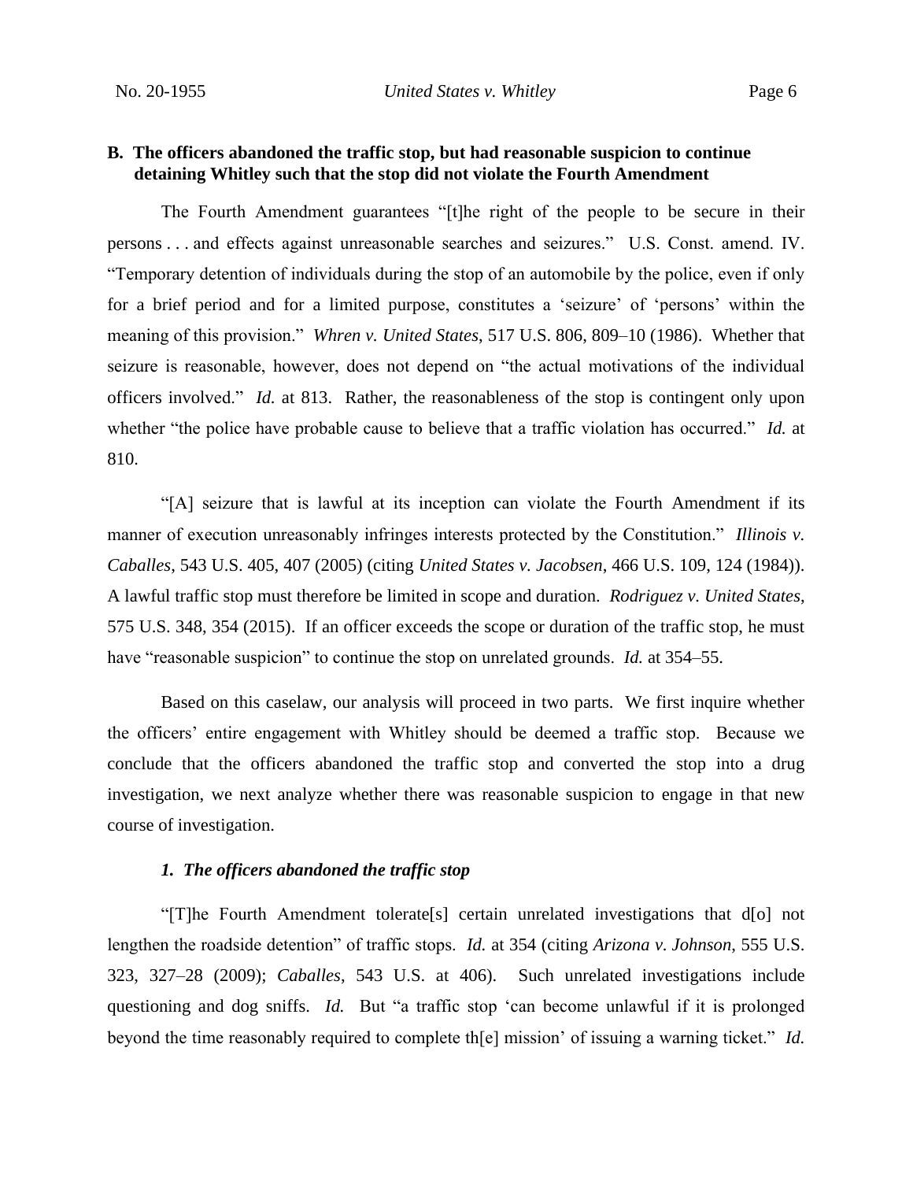### B. The officers abandoned the traffic stop, but had reasonable suspicion to continue detaining Whitley such that the stop did not violate the Fourth Amendment

The Fourth Amendment guarantees "[t]he right of the people to be secure in their persons . . . and effects against unreasonable searches and seizures." U.S. Const. amend. IV. "Temporary detention of individuals during the stop of an automobile by the police, even if only for a brief period and for a limited purpose, constitutes a 'seizure' of 'persons' within the meaning of this provision." *Whren v. United States*, 517 U.S. 806, 809–10 (1986). Whether that seizure is reasonable, however, does not depend on "the actual motivations of the individual officers involved." *Id.* at 813. Rather, the reasonableness of the stop is contingent only upon whether "the police have probable cause to believe that a traffic violation has occurred." *Id.* at 810.

"[A] seizure that is lawful at its inception can violate the Fourth Amendment if its manner of execution unreasonably infringes interests protected by the Constitution." *Illinois v. Caballes*, 543 U.S. 405, 407 (2005) (citing *United States v. Jacobsen*, 466 U.S. 109, 124 (1984)). A lawful traffic stop must therefore be limited in scope and duration. *Rodriguez v. United States*, 575 U.S. 348, 354 (2015). If an officer exceeds the scope or duration of the traffic stop, he must have "reasonable suspicion" to continue the stop on unrelated grounds. *Id.* at 354–55.

Based on this caselaw, our analysis will proceed in two parts. We first inquire whether the officers' entire engagement with Whitley should be deemed a traffic stop. Because we conclude that the officers abandoned the traffic stop and converted the stop into a drug investigation, we next analyze whether there was reasonable suspicion to engage in that new course of investigation.

#### *1. The officers abandoned the traffic stop*

"[T]he Fourth Amendment tolerate[s] certain unrelated investigations that d[o] not lengthen the roadside detention" of traffic stops. *Id.* at 354 (citing *Arizona v. Johnson*, 555 U.S. 323, 327–28 (2009); *Caballes*, 543 U.S. at 406). Such unrelated investigations include questioning and dog sniffs. *Id.* But "a traffic stop 'can become unlawful if it is prolonged beyond the time reasonably required to complete th[e] mission' of issuing a warning ticket." *Id.*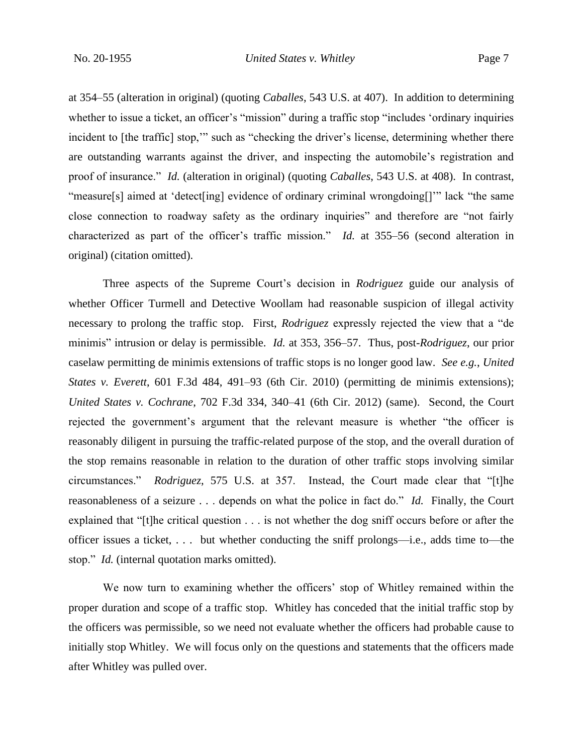at 354–55 (alteration in original) (quoting *Caballes*, 543 U.S. at 407). In addition to determining whether to issue a ticket, an officer's "mission" during a traffic stop "includes 'ordinary inquiries incident to [the traffic] stop,'" such as "checking the driver's license, determining whether there are outstanding warrants against the driver, and inspecting the automobile's registration and proof of insurance." *Id.* (alteration in original) (quoting *Caballes*, 543 U.S. at 408). In contrast, "measure[s] aimed at 'detect[ing] evidence of ordinary criminal wrongdoing[]'" lack "the same close connection to roadway safety as the ordinary inquiries" and therefore are "not fairly characterized as part of the officer's traffic mission." *Id.* at 355–56 (second alteration in original) (citation omitted).

Three aspects of the Supreme Court's decision in *Rodriguez* guide our analysis of whether Officer Turmell and Detective Woollam had reasonable suspicion of illegal activity necessary to prolong the traffic stop. First, *Rodriguez* expressly rejected the view that a "de minimis" intrusion or delay is permissible. *Id.* at 353, 356–57. Thus, post-*Rodriguez*, our prior caselaw permitting de minimis extensions of traffic stops is no longer good law. *See e.g.*, *United States v. Everett*, 601 F.3d 484, 491–93 (6th Cir. 2010) (permitting de minimis extensions); *United States v. Cochrane*, 702 F.3d 334, 340–41 (6th Cir. 2012) (same). Second, the Court rejected the government's argument that the relevant measure is whether "the officer is reasonably diligent in pursuing the traffic-related purpose of the stop, and the overall duration of the stop remains reasonable in relation to the duration of other traffic stops involving similar circumstances." *Rodriguez*, 575 U.S. at 357. Instead, the Court made clear that "[t]he reasonableness of a seizure . . . depends on what the police in fact do." *Id.* Finally, the Court explained that "[t]he critical question . . . is not whether the dog sniff occurs before or after the officer issues a ticket, . . . but whether conducting the sniff prolongs—i.e., adds time to—the stop." *Id.* (internal quotation marks omitted).

We now turn to examining whether the officers' stop of Whitley remained within the proper duration and scope of a traffic stop. Whitley has conceded that the initial traffic stop by the officers was permissible, so we need not evaluate whether the officers had probable cause to initially stop Whitley. We will focus only on the questions and statements that the officers made after Whitley was pulled over.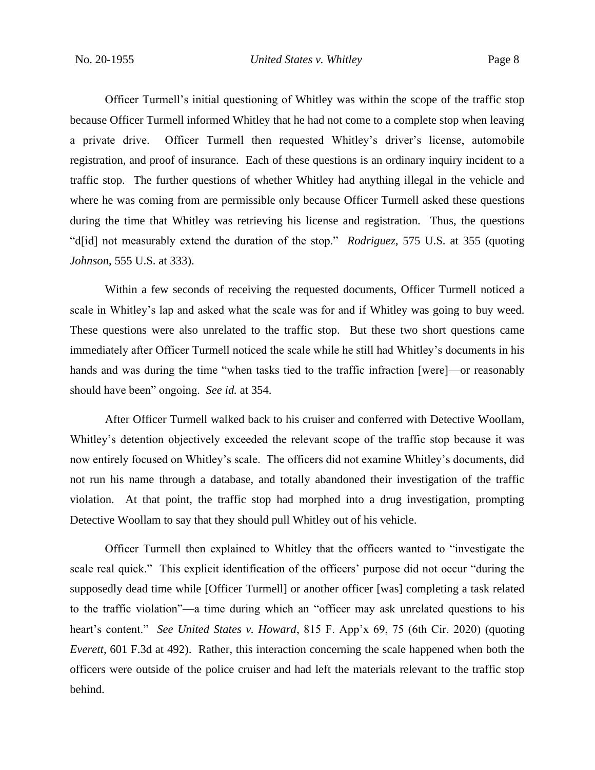Officer Turmell's initial questioning of Whitley was within the scope of the traffic stop because Officer Turmell informed Whitley that he had not come to a complete stop when leaving a private drive. Officer Turmell then requested Whitley's driver's license, automobile registration, and proof of insurance. Each of these questions is an ordinary inquiry incident to a traffic stop. The further questions of whether Whitley had anything illegal in the vehicle and where he was coming from are permissible only because Officer Turmell asked these questions during the time that Whitley was retrieving his license and registration. Thus, the questions "d[id] not measurably extend the duration of the stop." *Rodriguez*, 575 U.S. at 355 (quoting *Johnson*, 555 U.S. at 333).

Within a few seconds of receiving the requested documents, Officer Turmell noticed a scale in Whitley's lap and asked what the scale was for and if Whitley was going to buy weed. These questions were also unrelated to the traffic stop. But these two short questions came immediately after Officer Turmell noticed the scale while he still had Whitley's documents in his hands and was during the time "when tasks tied to the traffic infraction [were]—or reasonably should have been" ongoing. *See id.* at 354.

After Officer Turmell walked back to his cruiser and conferred with Detective Woollam, Whitley's detention objectively exceeded the relevant scope of the traffic stop because it was now entirely focused on Whitley's scale. The officers did not examine Whitley's documents, did not run his name through a database, and totally abandoned their investigation of the traffic violation. At that point, the traffic stop had morphed into a drug investigation, prompting Detective Woollam to say that they should pull Whitley out of his vehicle.

Officer Turmell then explained to Whitley that the officers wanted to "investigate the scale real quick." This explicit identification of the officers' purpose did not occur "during the supposedly dead time while [Officer Turmell] or another officer [was] completing a task related to the traffic violation"—a time during which an "officer may ask unrelated questions to his heart's content." *See United States v. Howard*, 815 F. App'x 69, 75 (6th Cir. 2020) (quoting *Everett*, 601 F.3d at 492). Rather, this interaction concerning the scale happened when both the officers were outside of the police cruiser and had left the materials relevant to the traffic stop behind.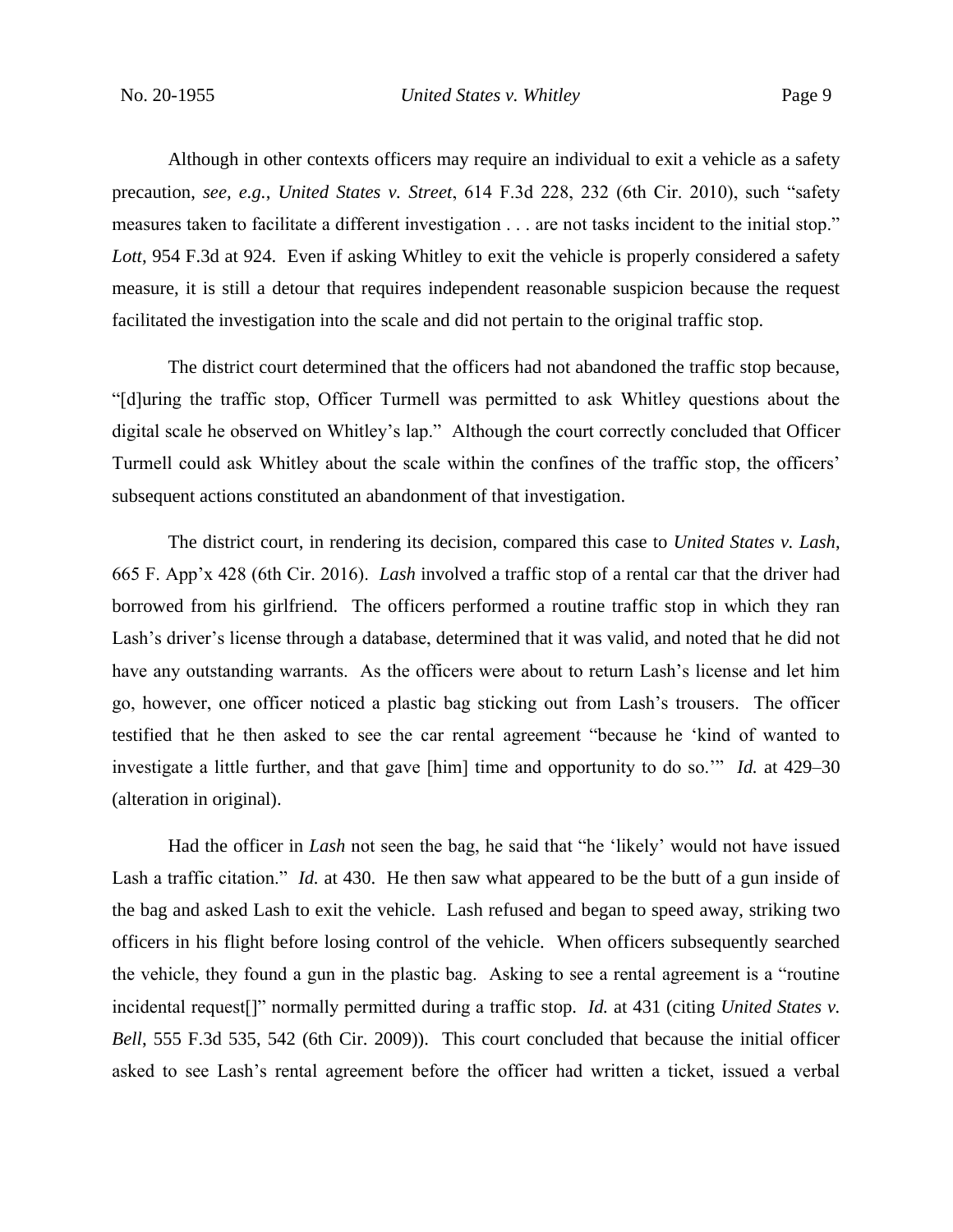Although in other contexts officers may require an individual to exit a vehicle as a safety precaution, *see, e.g.*, *United States v. Street*, 614 F.3d 228, 232 (6th Cir. 2010), such "safety measures taken to facilitate a different investigation . . . are not tasks incident to the initial stop." *Lott*, 954 F.3d at 924. Even if asking Whitley to exit the vehicle is properly considered a safety measure, it is still a detour that requires independent reasonable suspicion because the request facilitated the investigation into the scale and did not pertain to the original traffic stop.

The district court determined that the officers had not abandoned the traffic stop because, "[d]uring the traffic stop, Officer Turmell was permitted to ask Whitley questions about the digital scale he observed on Whitley's lap." Although the court correctly concluded that Officer Turmell could ask Whitley about the scale within the confines of the traffic stop, the officers' subsequent actions constituted an abandonment of that investigation.

The district court, in rendering its decision, compared this case to *United States v. Lash*, 665 F. App'x 428 (6th Cir. 2016). *Lash* involved a traffic stop of a rental car that the driver had borrowed from his girlfriend. The officers performed a routine traffic stop in which they ran Lash's driver's license through a database, determined that it was valid, and noted that he did not have any outstanding warrants. As the officers were about to return Lash's license and let him go, however, one officer noticed a plastic bag sticking out from Lash's trousers. The officer testified that he then asked to see the car rental agreement "because he 'kind of wanted to investigate a little further, and that gave [him] time and opportunity to do so.'" *Id.* at 429–30 (alteration in original).

Had the officer in *Lash* not seen the bag, he said that "he 'likely' would not have issued Lash a traffic citation." *Id.* at 430. He then saw what appeared to be the butt of a gun inside of the bag and asked Lash to exit the vehicle. Lash refused and began to speed away, striking two officers in his flight before losing control of the vehicle. When officers subsequently searched the vehicle, they found a gun in the plastic bag. Asking to see a rental agreement is a "routine incidental request[]" normally permitted during a traffic stop. *Id.* at 431 (citing *United States v. Bell*, 555 F.3d 535, 542 (6th Cir. 2009)). This court concluded that because the initial officer asked to see Lash's rental agreement before the officer had written a ticket, issued a verbal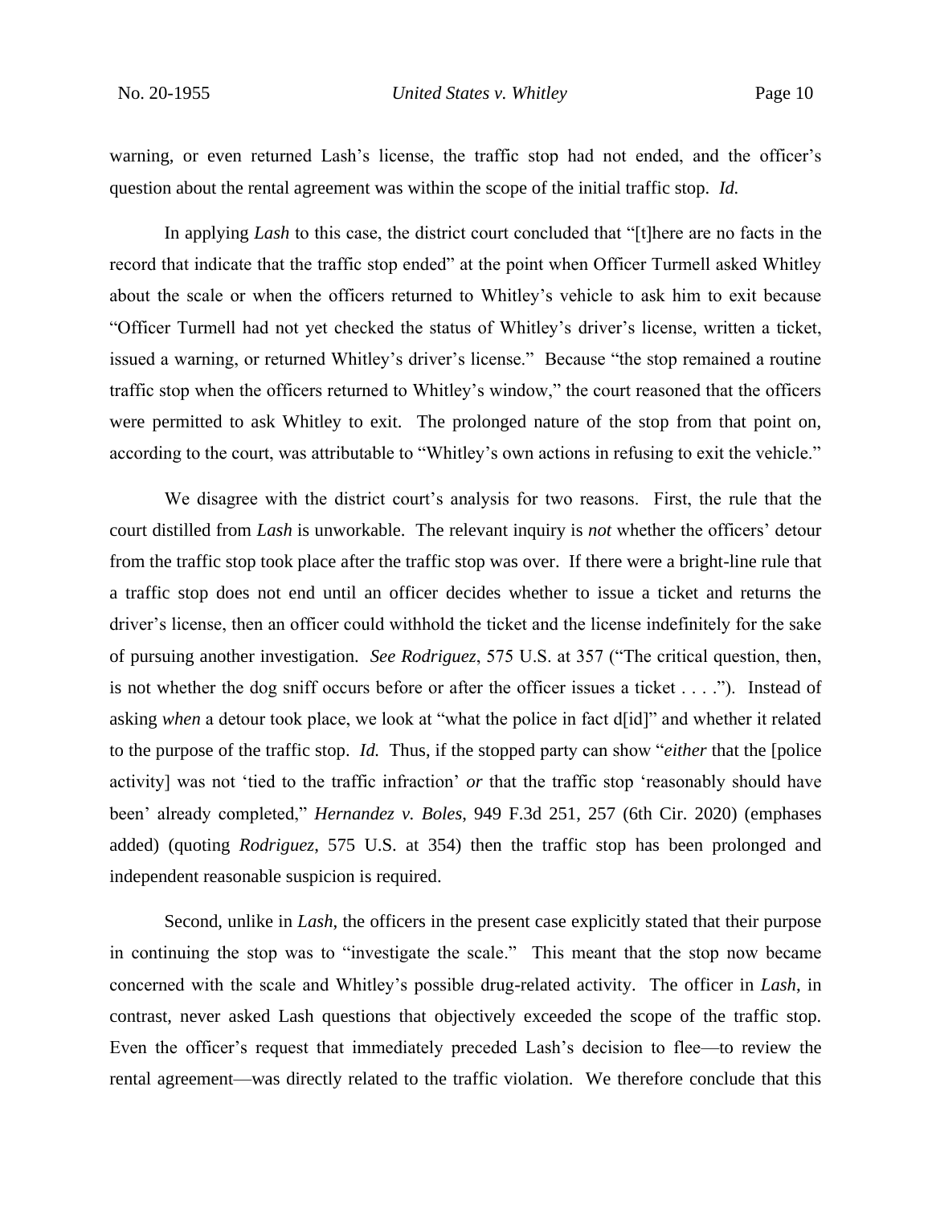warning, or even returned Lash's license, the traffic stop had not ended, and the officer's question about the rental agreement was within the scope of the initial traffic stop. *Id.*

In applying *Lash* to this case, the district court concluded that "[t]here are no facts in the record that indicate that the traffic stop ended" at the point when Officer Turmell asked Whitley about the scale or when the officers returned to Whitley's vehicle to ask him to exit because "Officer Turmell had not yet checked the status of Whitley's driver's license, written a ticket, issued a warning, or returned Whitley's driver's license." Because "the stop remained a routine traffic stop when the officers returned to Whitley's window," the court reasoned that the officers were permitted to ask Whitley to exit. The prolonged nature of the stop from that point on, according to the court, was attributable to "Whitley's own actions in refusing to exit the vehicle."

We disagree with the district court's analysis for two reasons. First, the rule that the court distilled from *Lash* is unworkable. The relevant inquiry is *not* whether the officers' detour from the traffic stop took place after the traffic stop was over. If there were a bright-line rule that a traffic stop does not end until an officer decides whether to issue a ticket and returns the driver's license, then an officer could withhold the ticket and the license indefinitely for the sake of pursuing another investigation. *See Rodriguez*, 575 U.S. at 357 ("The critical question, then, is not whether the dog sniff occurs before or after the officer issues a ticket . . . ."). Instead of asking *when* a detour took place, we look at "what the police in fact d[id]" and whether it related to the purpose of the traffic stop. *Id.* Thus, if the stopped party can show "*either* that the [police activity] was not 'tied to the traffic infraction' *or* that the traffic stop 'reasonably should have been' already completed," *Hernandez v. Boles*, 949 F.3d 251, 257 (6th Cir. 2020) (emphases added) (quoting *Rodriguez*, 575 U.S. at 354) then the traffic stop has been prolonged and independent reasonable suspicion is required.

Second, unlike in *Lash*, the officers in the present case explicitly stated that their purpose in continuing the stop was to "investigate the scale." This meant that the stop now became concerned with the scale and Whitley's possible drug-related activity. The officer in *Lash*, in contrast, never asked Lash questions that objectively exceeded the scope of the traffic stop. Even the officer's request that immediately preceded Lash's decision to flee—to review the rental agreement—was directly related to the traffic violation. We therefore conclude that this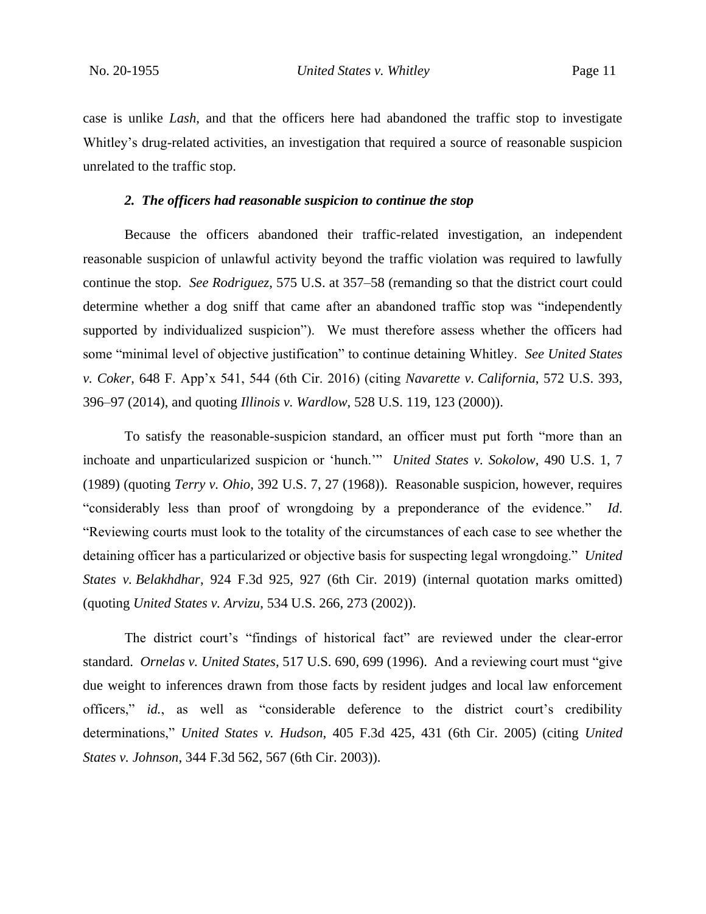case is unlike *Lash*, and that the officers here had abandoned the traffic stop to investigate Whitley's drug-related activities, an investigation that required a source of reasonable suspicion unrelated to the traffic stop.

### *2. The officers had reasonable suspicion to continue the stop*

Because the officers abandoned their traffic-related investigation, an independent reasonable suspicion of unlawful activity beyond the traffic violation was required to lawfully continue the stop. *See Rodriguez*, 575 U.S. at 357–58 (remanding so that the district court could determine whether a dog sniff that came after an abandoned traffic stop was "independently supported by individualized suspicion"). We must therefore assess whether the officers had some "minimal level of objective justification" to continue detaining Whitley. *See United States v. Coker*, 648 F. App'x 541, 544 (6th Cir. 2016) (citing *Navarette v. California*, 572 U.S. 393, 396–97 (2014), and quoting *Illinois v. Wardlow*, 528 U.S. 119, 123 (2000)).

To satisfy the reasonable-suspicion standard, an officer must put forth "more than an inchoate and unparticularized suspicion or 'hunch.'" *United States v. Sokolow*, 490 U.S. 1, 7 (1989) (quoting *Terry v. Ohio*, 392 U.S. 7, 27 (1968)). Reasonable suspicion, however, requires "considerably less than proof of wrongdoing by a preponderance of the evidence." *Id*. "Reviewing courts must look to the totality of the circumstances of each case to see whether the detaining officer has a particularized or objective basis for suspecting legal wrongdoing." *United States v. Belakhdhar*, 924 F.3d 925, 927 (6th Cir. 2019) (internal quotation marks omitted) (quoting *United States v. Arvizu*, 534 U.S. 266, 273 (2002)).

The district court's "findings of historical fact" are reviewed under the clear-error standard. *Ornelas v. United States*, 517 U.S. 690, 699 (1996). And a reviewing court must "give due weight to inferences drawn from those facts by resident judges and local law enforcement officers," *id.*, as well as "considerable deference to the district court's credibility determinations," *United States v. Hudson*, 405 F.3d 425, 431 (6th Cir. 2005) (citing *United States v. Johnson*, 344 F.3d 562, 567 (6th Cir. 2003)).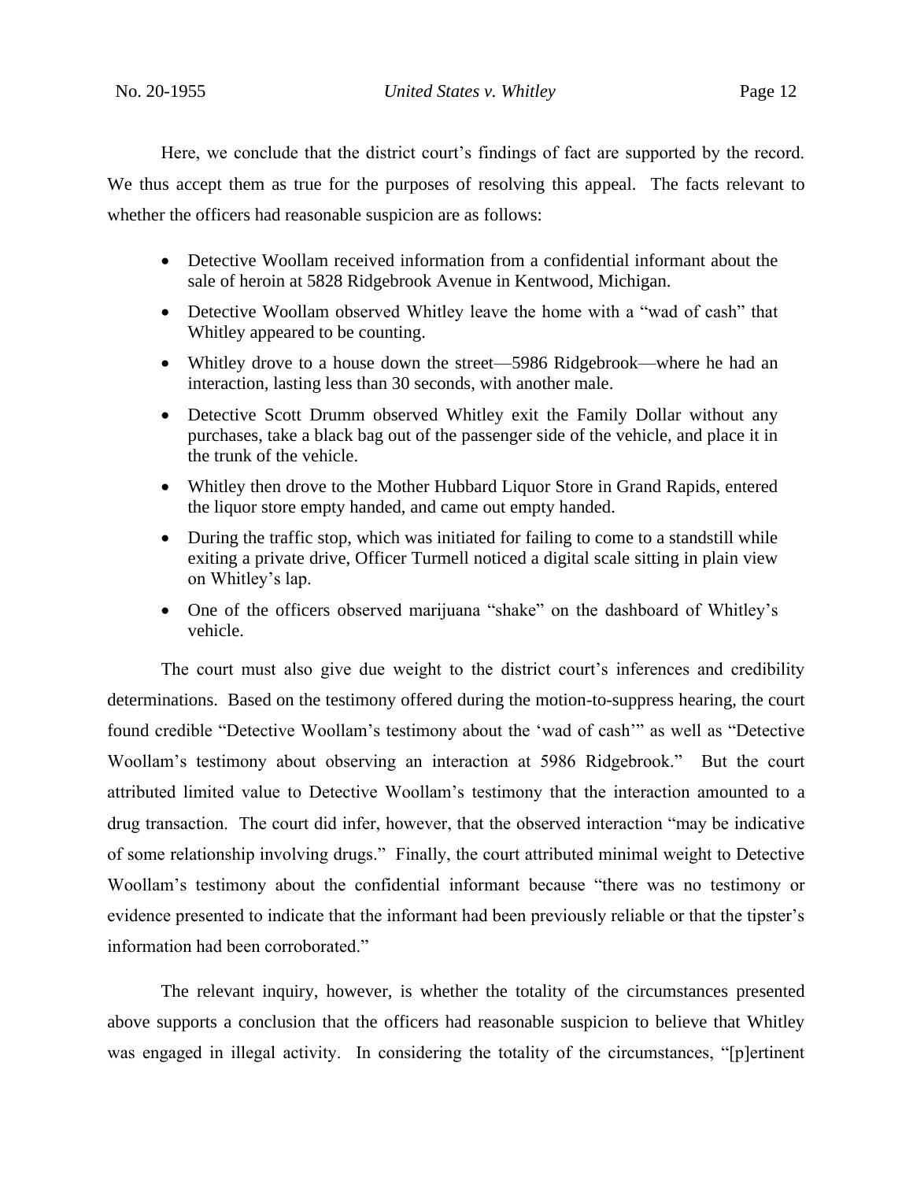Here, we conclude that the district court's findings of fact are supported by the record. We thus accept them as true for the purposes of resolving this appeal. The facts relevant to whether the officers had reasonable suspicion are as follows:

- Detective Woollam received information from a confidential informant about the sale of heroin at 5828 Ridgebrook Avenue in Kentwood, Michigan.
- Detective Woollam observed Whitley leave the home with a "wad of cash" that Whitley appeared to be counting.
- Whitley drove to a house down the street—5986 Ridgebrook—where he had an interaction, lasting less than 30 seconds, with another male.
- Detective Scott Drumm observed Whitley exit the Family Dollar without any purchases, take a black bag out of the passenger side of the vehicle, and place it in the trunk of the vehicle.
- Whitley then drove to the Mother Hubbard Liquor Store in Grand Rapids, entered the liquor store empty handed, and came out empty handed.
- During the traffic stop, which was initiated for failing to come to a standstill while exiting a private drive, Officer Turmell noticed a digital scale sitting in plain view on Whitley's lap.
- One of the officers observed marijuana "shake" on the dashboard of Whitley's vehicle.

The court must also give due weight to the district court's inferences and credibility determinations. Based on the testimony offered during the motion-to-suppress hearing, the court found credible "Detective Woollam's testimony about the 'wad of cash'" as well as "Detective Woollam's testimony about observing an interaction at 5986 Ridgebrook." But the court attributed limited value to Detective Woollam's testimony that the interaction amounted to a drug transaction. The court did infer, however, that the observed interaction "may be indicative of some relationship involving drugs." Finally, the court attributed minimal weight to Detective Woollam's testimony about the confidential informant because "there was no testimony or evidence presented to indicate that the informant had been previously reliable or that the tipster's information had been corroborated."

The relevant inquiry, however, is whether the totality of the circumstances presented above supports a conclusion that the officers had reasonable suspicion to believe that Whitley was engaged in illegal activity. In considering the totality of the circumstances, "[p]ertinent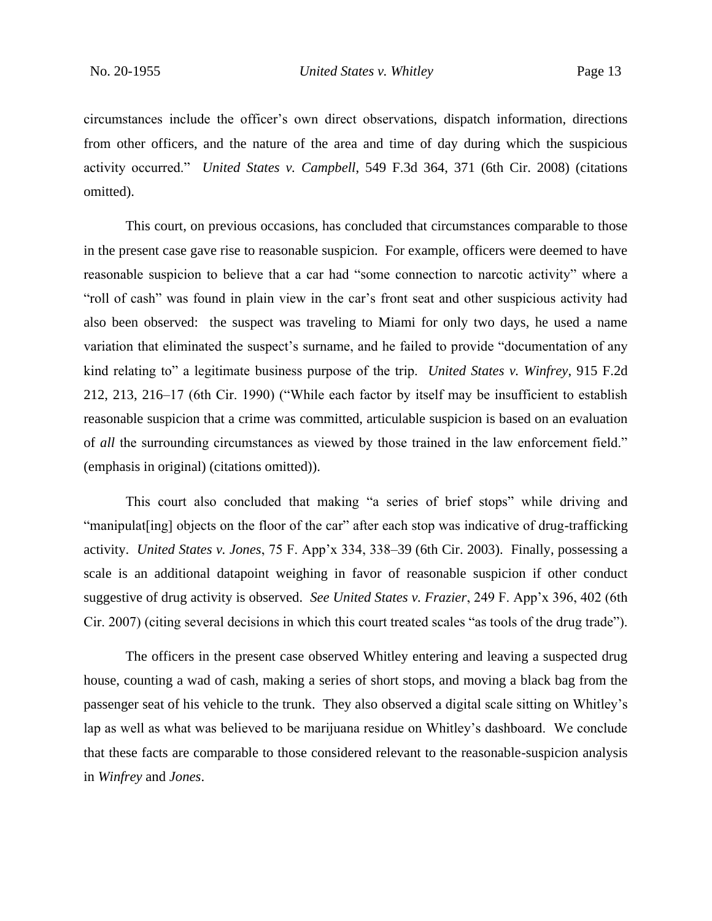circumstances include the officer's own direct observations, dispatch information, directions from other officers, and the nature of the area and time of day during which the suspicious activity occurred." *United States v. Campbell*, 549 F.3d 364, 371 (6th Cir. 2008) (citations omitted).

This court, on previous occasions, has concluded that circumstances comparable to those in the present case gave rise to reasonable suspicion. For example, officers were deemed to have reasonable suspicion to believe that a car had "some connection to narcotic activity" where a "roll of cash" was found in plain view in the car's front seat and other suspicious activity had also been observed: the suspect was traveling to Miami for only two days, he used a name variation that eliminated the suspect's surname, and he failed to provide "documentation of any kind relating to" a legitimate business purpose of the trip. *United States v. Winfrey*, 915 F.2d 212, 213, 216–17 (6th Cir. 1990) ("While each factor by itself may be insufficient to establish reasonable suspicion that a crime was committed, articulable suspicion is based on an evaluation of *all* the surrounding circumstances as viewed by those trained in the law enforcement field." (emphasis in original) (citations omitted)).

This court also concluded that making "a series of brief stops" while driving and "manipulat[ing] objects on the floor of the car" after each stop was indicative of drug-trafficking activity. *United States v. Jones*, 75 F. App'x 334, 338–39 (6th Cir. 2003). Finally, possessing a scale is an additional datapoint weighing in favor of reasonable suspicion if other conduct suggestive of drug activity is observed. *See United States v. Frazier*, 249 F. App'x 396, 402 (6th Cir. 2007) (citing several decisions in which this court treated scales "as tools of the drug trade").

The officers in the present case observed Whitley entering and leaving a suspected drug house, counting a wad of cash, making a series of short stops, and moving a black bag from the passenger seat of his vehicle to the trunk. They also observed a digital scale sitting on Whitley's lap as well as what was believed to be marijuana residue on Whitley's dashboard. We conclude that these facts are comparable to those considered relevant to the reasonable-suspicion analysis in *Winfrey* and *Jones*.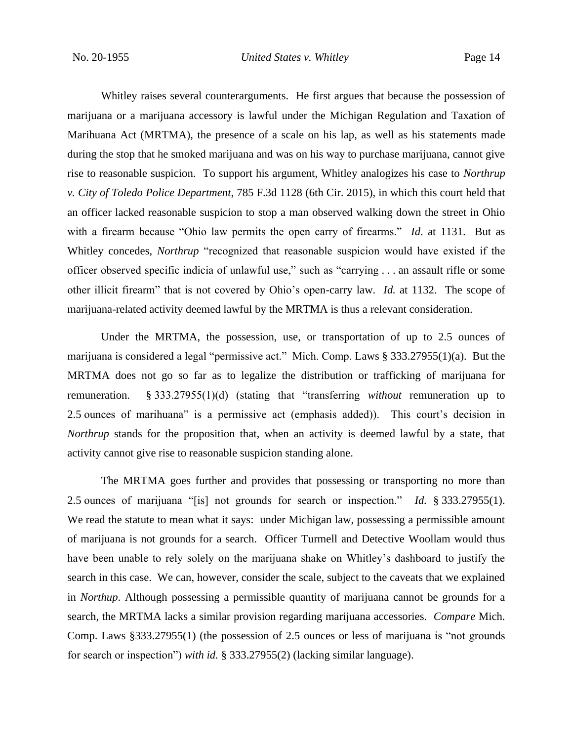Whitley raises several counterarguments. He first argues that because the possession of marijuana or a marijuana accessory is lawful under the Michigan Regulation and Taxation of Marihuana Act (MRTMA), the presence of a scale on his lap, as well as his statements made during the stop that he smoked marijuana and was on his way to purchase marijuana, cannot give rise to reasonable suspicion. To support his argument, Whitley analogizes his case to *Northrup v. City of Toledo Police Department*, 785 F.3d 1128 (6th Cir. 2015), in which this court held that an officer lacked reasonable suspicion to stop a man observed walking down the street in Ohio with a firearm because "Ohio law permits the open carry of firearms." *Id*. at 1131. But as Whitley concedes, *Northrup* "recognized that reasonable suspicion would have existed if the officer observed specific indicia of unlawful use," such as "carrying . . . an assault rifle or some other illicit firearm" that is not covered by Ohio's open-carry law. *Id.* at 1132. The scope of marijuana-related activity deemed lawful by the MRTMA is thus a relevant consideration.

Under the MRTMA, the possession, use, or transportation of up to 2.5 ounces of marijuana is considered a legal "permissive act." Mich. Comp. Laws § 333.27955(1)(a). But the MRTMA does not go so far as to legalize the distribution or trafficking of marijuana for remuneration. § 333.27955(1)(d) (stating that "transferring *without* remuneration up to 2.5 ounces of marihuana" is a permissive act (emphasis added)). This court's decision in *Northrup* stands for the proposition that, when an activity is deemed lawful by a state, that activity cannot give rise to reasonable suspicion standing alone.

The MRTMA goes further and provides that possessing or transporting no more than 2.5 ounces of marijuana "[is] not grounds for search or inspection." *Id.* § 333.27955(1). We read the statute to mean what it says: under Michigan law, possessing a permissible amount of marijuana is not grounds for a search. Officer Turmell and Detective Woollam would thus have been unable to rely solely on the marijuana shake on Whitley's dashboard to justify the search in this case. We can, however, consider the scale, subject to the caveats that we explained in *Northup*. Although possessing a permissible quantity of marijuana cannot be grounds for a search, the MRTMA lacks a similar provision regarding marijuana accessories. *Compare* Mich. Comp. Laws §333.27955(1) (the possession of 2.5 ounces or less of marijuana is "not grounds for search or inspection") *with id.* § 333.27955(2) (lacking similar language).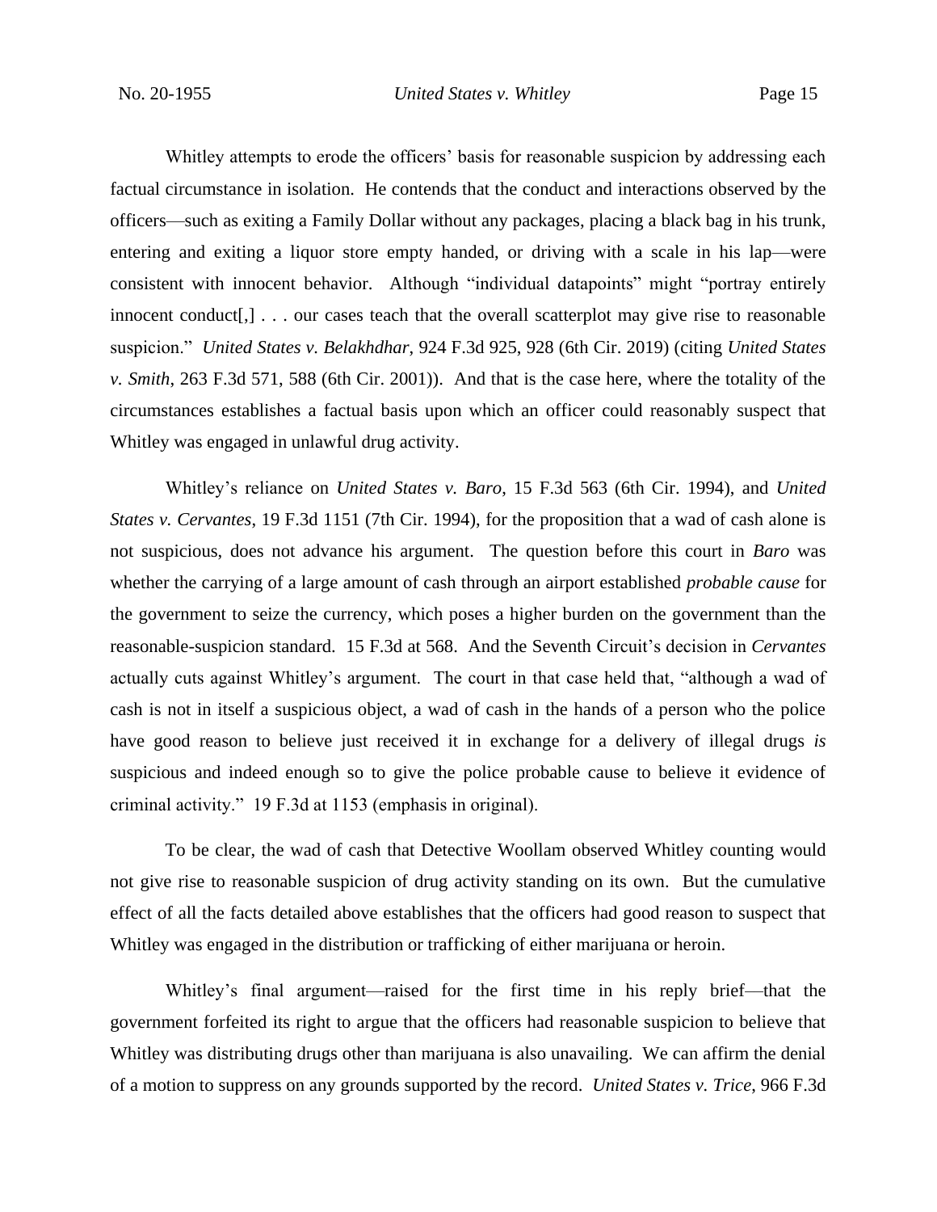Whitley attempts to erode the officers' basis for reasonable suspicion by addressing each factual circumstance in isolation. He contends that the conduct and interactions observed by the officers—such as exiting a Family Dollar without any packages, placing a black bag in his trunk, entering and exiting a liquor store empty handed, or driving with a scale in his lap—were consistent with innocent behavior. Although "individual datapoints" might "portray entirely innocent conduct[,] . . . our cases teach that the overall scatterplot may give rise to reasonable suspicion." *United States v. Belakhdhar*, 924 F.3d 925, 928 (6th Cir. 2019) (citing *United States v. Smith*, 263 F.3d 571, 588 (6th Cir. 2001)). And that is the case here, where the totality of the circumstances establishes a factual basis upon which an officer could reasonably suspect that Whitley was engaged in unlawful drug activity.

Whitley's reliance on *United States v. Baro*, 15 F.3d 563 (6th Cir. 1994), and *United States v. Cervantes*, 19 F.3d 1151 (7th Cir. 1994), for the proposition that a wad of cash alone is not suspicious, does not advance his argument. The question before this court in *Baro* was whether the carrying of a large amount of cash through an airport established *probable cause* for the government to seize the currency, which poses a higher burden on the government than the reasonable-suspicion standard. 15 F.3d at 568. And the Seventh Circuit's decision in *Cervantes* actually cuts against Whitley's argument. The court in that case held that, "although a wad of cash is not in itself a suspicious object, a wad of cash in the hands of a person who the police have good reason to believe just received it in exchange for a delivery of illegal drugs *is* suspicious and indeed enough so to give the police probable cause to believe it evidence of criminal activity." 19 F.3d at 1153 (emphasis in original).

To be clear, the wad of cash that Detective Woollam observed Whitley counting would not give rise to reasonable suspicion of drug activity standing on its own. But the cumulative effect of all the facts detailed above establishes that the officers had good reason to suspect that Whitley was engaged in the distribution or trafficking of either marijuana or heroin.

Whitley's final argument—raised for the first time in his reply brief—that the government forfeited its right to argue that the officers had reasonable suspicion to believe that Whitley was distributing drugs other than marijuana is also unavailing. We can affirm the denial of a motion to suppress on any grounds supported by the record. *United States v. Trice*, 966 F.3d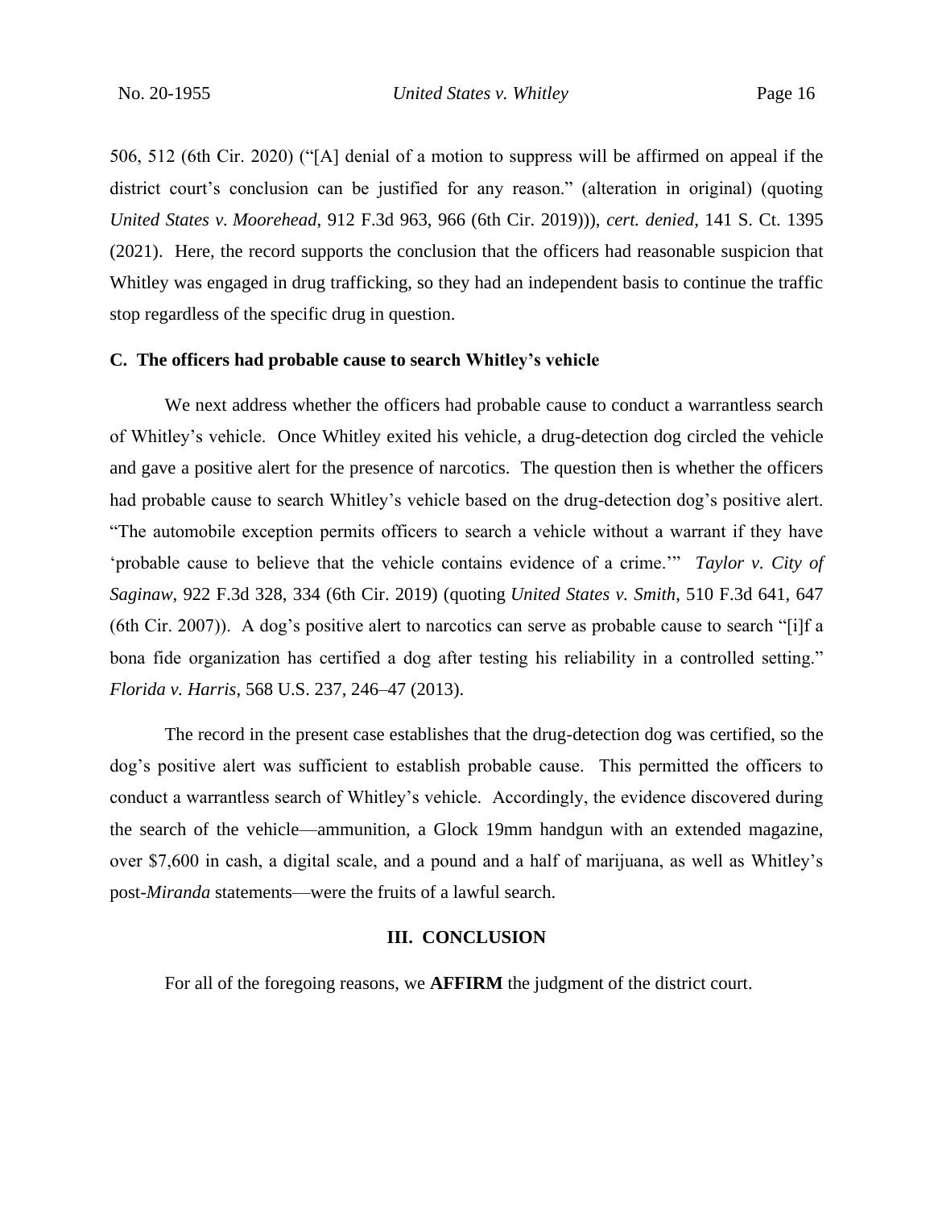506, 512 (6th Cir. 2020) ("[A] denial of a motion to suppress will be affirmed on appeal if the district court's conclusion can be justified for any reason." (alteration in original) (quoting *United States v. Moorehead*, 912 F.3d 963, 966 (6th Cir. 2019))), *cert. denied*, 141 S. Ct. 1395 (2021). Here, the record supports the conclusion that the officers had reasonable suspicion that Whitley was engaged in drug trafficking, so they had an independent basis to continue the traffic stop regardless of the specific drug in question.

### C. The officers had probable cause to search Whitley's vehicle

We next address whether the officers had probable cause to conduct a warrantless search of Whitley's vehicle. Once Whitley exited his vehicle, a drug-detection dog circled the vehicle and gave a positive alert for the presence of narcotics. The question then is whether the officers had probable cause to search Whitley's vehicle based on the drug-detection dog's positive alert. "The automobile exception permits officers to search a vehicle without a warrant if they have 'probable cause to believe that the vehicle contains evidence of a crime.'" *Taylor v. City of Saginaw*, 922 F.3d 328, 334 (6th Cir. 2019) (quoting *United States v. Smith*, 510 F.3d 641, 647 (6th Cir. 2007)). A dog's positive alert to narcotics can serve as probable cause to search "[i]f a bona fide organization has certified a dog after testing his reliability in a controlled setting." *Florida v. Harris*, 568 U.S. 237, 246–47 (2013).

The record in the present case establishes that the drug-detection dog was certified, so the dog's positive alert was sufficient to establish probable cause. This permitted the officers to conduct a warrantless search of Whitley's vehicle. Accordingly, the evidence discovered during the search of the vehicle—ammunition, a Glock 19mm handgun with an extended magazine, over $7,600 in cash, a digital scale, and a pound and a half of marijuana, as well as Whitley's post-*Miranda* statements—were the fruits of a lawful search.

## III. CONCLUSION

For all of the foregoing reasons, we **AFFIRM** the judgment of the district court.